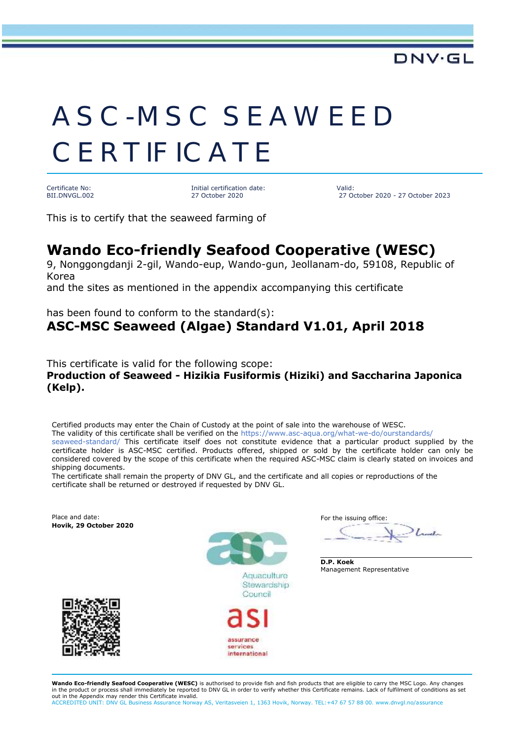DNV·GL

# ASC-MSC SEAWEED CERTIFICATE

| Certificate No: | Initial certification date: | Valid: |
| --- | --- | --- |
| BII.DNVGL.002 | 27 October 2020 | 27 October 2020 - 27 October 2023 |

This is to certify that the seaweed farming of

## Wando Eco-friendly Seafood Cooperative (WESC)

9, Nonggongdanji 2-gil, Wando-eup, Wando-gun, Jeollanam-do, 59108, Republic of Korea
and the sites as mentioned in the appendix accompanying this certificate

has been found to conform to the standard(s):

**ASC-MSC Seaweed (Algae) Standard V1.01, April 2018**

This certificate is valid for the following scope:

**Production of Seaweed - Hizikia Fusiformis (Hiziki) and Saccharina Japonica (Kelp).**

Certified products may enter the Chain of Custody at the point of sale into the warehouse of WESC.
The validity of this certificate shall be verified on the https://www.asc-aqua.org/what-we-do/ourstandards/seaweed-standard/ This certificate itself does not constitute evidence that a particular product supplied by the certificate holder is ASC-MSC certified. Products offered, shipped or sold by the certificate holder can only be considered covered by the scope of this certificate when the required ASC-MSC claim is clearly stated on invoices and shipping documents.
The certificate shall remain the property of DNV GL, and the certificate and all copies or reproductions of the certificate shall be returned or destroyed if requested by DNV GL.

Place and date:
**Hovik, 29 October 2020**

Aquaculture Stewardship Council

asi assurance services international

For the issuing office:

**D.P. Koek**
Management Representative

**Wando Eco-friendly Seafood Cooperative (WESC)** is authorised to provide fish and fish products that are eligible to carry the MSC Logo. Any changes in the product or process shall immediately be reported to DNV GL in order to verify whether this Certificate remains. Lack of fulfilment of conditions as set out in the Appendix may render this Certificate invalid.
ACCREDITED UNIT: DNV GL Business Assurance Norway AS, Veritasveien 1, 1363 Hovik, Norway. TEL:+47 67 57 88 00. www.dnvgl.no/assurance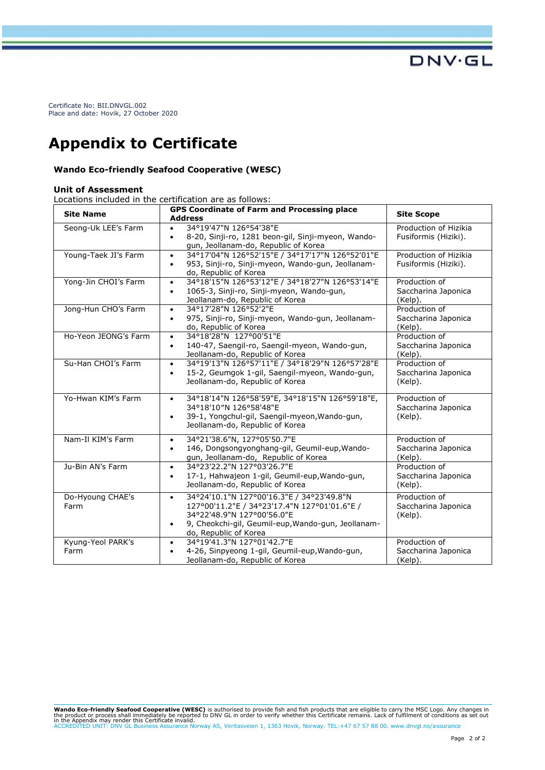Certificate No: BII.DNVGL.002
Place and date: Hovik, 27 October 2020

# Appendix to Certificate

### Wando Eco-friendly Seafood Cooperative (WESC)

**Unit of Assessment**
Locations included in the certification are as follows:

| Site Name | GPS Coordinate of Farm and Processing place Address | Site Scope |
| --- | --- | --- |
| Seong-Uk LEE's Farm | • 34°19'47"N 126°54'38"E<br>• 8-20, Sinji-ro, 1281 beon-gil, Sinji-myeon, Wando-gun, Jeollanam-do, Republic of Korea | Production of Hizikia Fusiformis (Hiziki). |
| Young-Taek JI's Farm | • 34°17'04"N 126°52'15"E / 34°17'17"N 126°52'01"E<br>• 953, Sinji-ro, Sinji-myeon, Wando-gun, Jeollanam-do, Republic of Korea | Production of Hizikia Fusiformis (Hiziki). |
| Yong-Jin CHOI's Farm | • 34°18'15"N 126°53'12"E / 34°18'27"N 126°53'14"E<br>• 1065-3, Sinji-ro, Sinji-myeon, Wando-gun, Jeollanam-do, Republic of Korea | Production of Saccharina Japonica (Kelp). |
| Jong-Hun CHO's Farm | • 34°17'28"N 126°52'2"E<br>• 975, Sinji-ro, Sinji-myeon, Wando-gun, Jeollanam-do, Republic of Korea | Production of Saccharina Japonica (Kelp). |
| Ho-Yeon JEONG's Farm | • 34°18'28"N 127°00'51"E<br>• 140-47, Saengil-ro, Saengil-myeon, Wando-gun, Jeollanam-do, Republic of Korea | Production of Saccharina Japonica (Kelp). |
| Su-Han CHOI's Farm | • 34°19'13"N 126°57'11"E / 34°18'29"N 126°57'28"E<br>• 15-2, Geumgok 1-gil, Saengil-myeon, Wando-gun, Jeollanam-do, Republic of Korea | Production of Saccharina Japonica (Kelp). |
| Yo-Hwan KIM's Farm | • 34°18'14"N 126°58'59"E, 34°18'15"N 126°59'18"E, 34°18'10"N 126°58'48"E<br>• 39-1, Yongchul-gil, Saengil-myeon,Wando-gun, Jeollanam-do, Republic of Korea | Production of Saccharina Japonica (Kelp). |
| Nam-Il KIM's Farm | • 34°21'38.6"N, 127°05'50.7"E<br>• 146, Dongsongyonghang-gil, Geumil-eup,Wando-gun, Jeollanam-do, Republic of Korea | Production of Saccharina Japonica (Kelp). |
| Ju-Bin AN's Farm | • 34°23'22.2"N 127°03'26.7"E<br>• 17-1, Hahwajeon 1-gil, Geumil-eup,Wando-gun, Jeollanam-do, Republic of Korea | Production of Saccharina Japonica (Kelp). |
| Do-Hyoung CHAE's Farm | • 34°24'10.1"N 127°00'16.3"E / 34°23'49.8"N 127°00'11.2"E / 34°23'17.4"N 127°01'01.6"E / 34°22'48.9"N 127°00'56.0"E<br>• 9, Cheokchi-gil, Geumil-eup,Wando-gun, Jeollanam-do, Republic of Korea | Production of Saccharina Japonica (Kelp). |
| Kyung-Yeol PARK's Farm | • 34°19'41.3"N 127°01'42.7"E<br>• 4-26, Sinpyeong 1-gil, Geumil-eup,Wando-gun, Jeollanam-do, Republic of Korea | Production of Saccharina Japonica (Kelp). |

**Wando Eco-friendly Seafood Cooperative (WESC)** is authorised to provide fish and fish products that are eligible to carry the MSC Logo. Any changes in the product or process shall immediately be reported to DNV GL in order to verify whether this Certificate remains. Lack of fulfilment of conditions as set out in the Appendix may render this Certificate invalid.
ACCREDITED UNIT: DNV GL Business Assurance Norway AS, Veritasveien 1, 1363 Hovik, Norway. TEL:+47 67 57 88 00. www.dnvgl.no/assurance